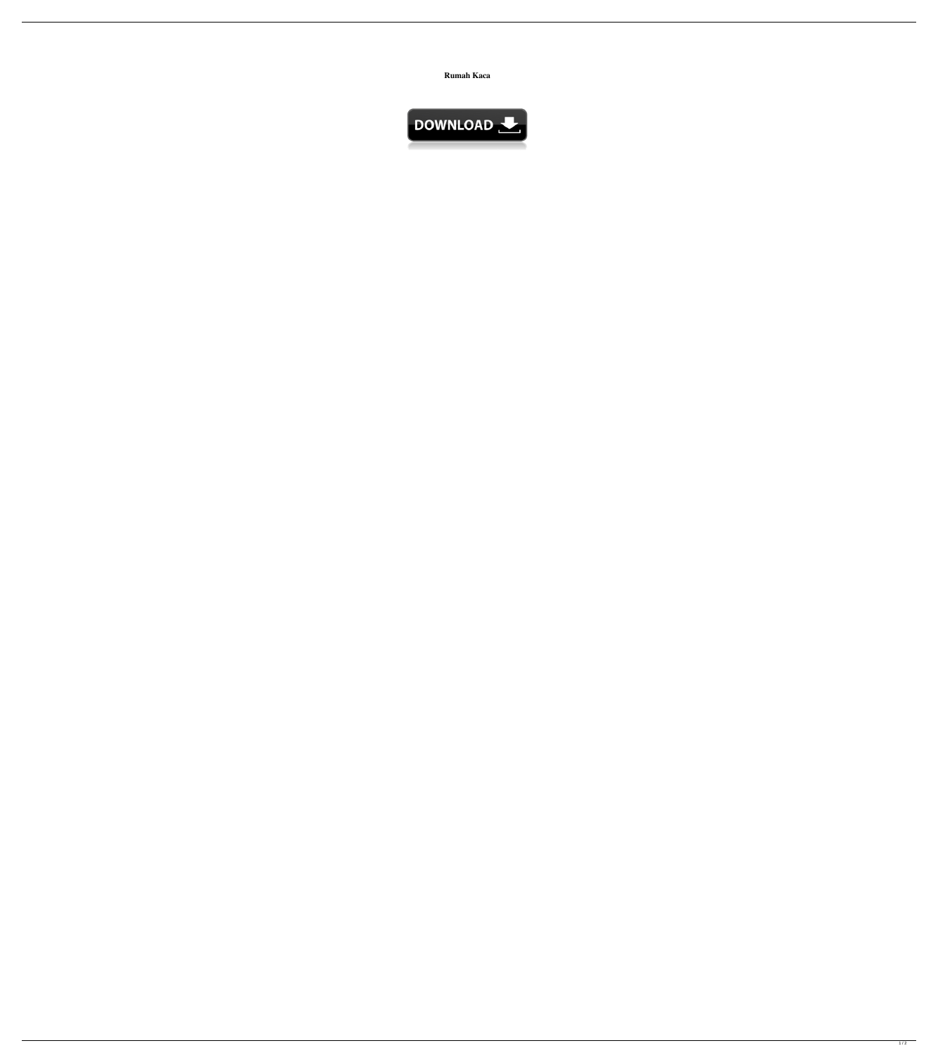**Rumah Kaca**

DOWNLOAD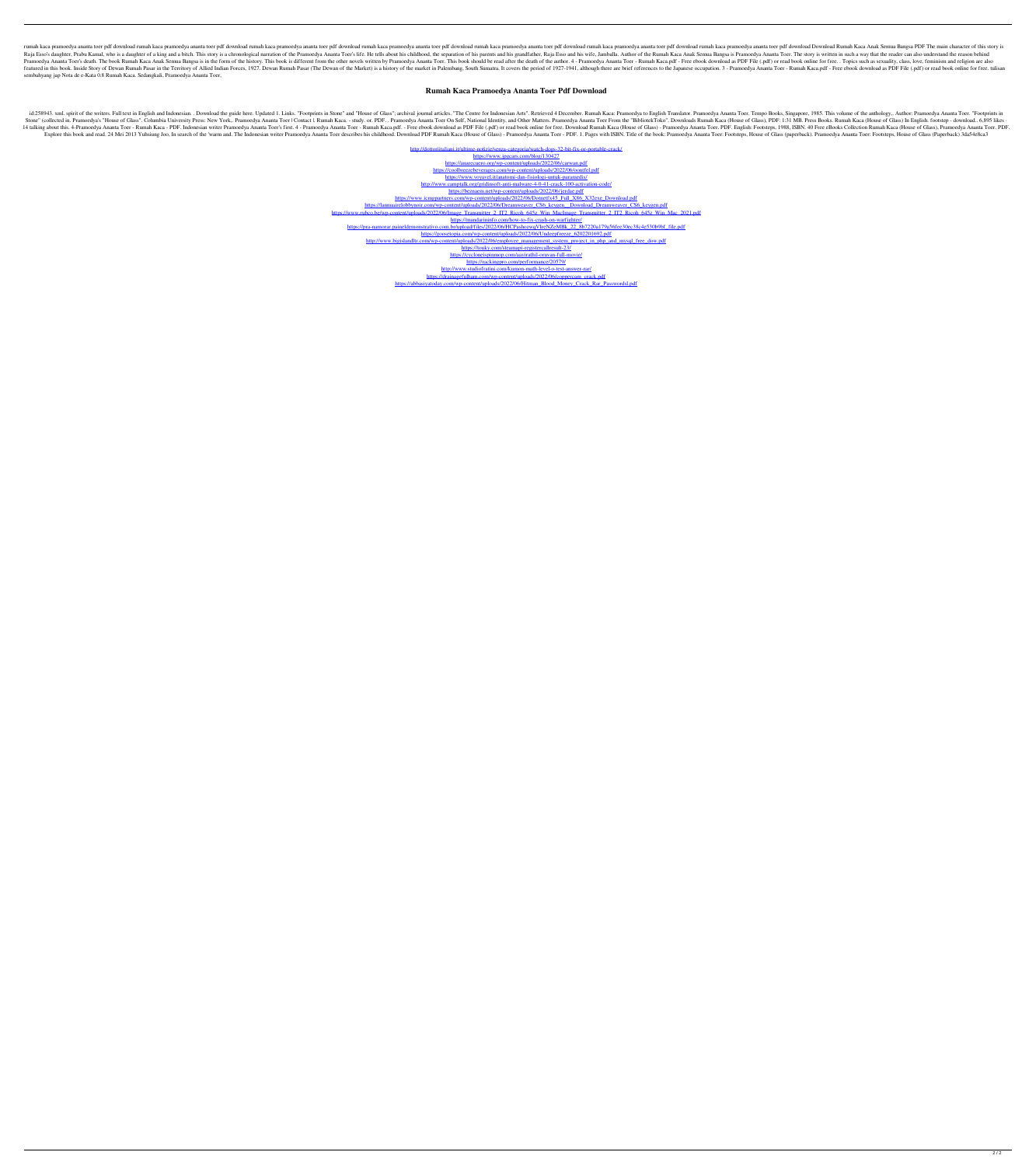rumah kaca pramoedya ananta toer pdf download rumah kaca pramoedya ananta toer pdf download rumah kaca pramoedya ananta toer pdf download rumah kaca pramoedya ananta toer pdf download rumah kaca pramoedya ananta toer pdf download rumah kaca pramoedya ananta toer pdf download rumah kaca pramoedya ananta toer pdf download Download Rumah Kaca Anak Semua Bangsa PDF The main character of this story is Raja Esso's daughter, Prabu Kamal, who is a daughter of a king and a bitch. This story is a chronological narration of the Pramoedya Ananta Toer's life. He tells about his childhood, the separation of his parents and his grandfather, Raja Esso and his wife, Jamballa. Author of the Rumah Kaca Anak Semua Bangsa is Pramoedya Ananta Toer. The story is written in such a way that the reader can also understand the reason behind Pramoedya Ananta Toer's death. The book Rumah Kaca Anak Semua Bangsa is in the form of the history. This book is different from the other novels written by Pramoedya Ananta Toer. This book should be read after the death of the author. 4 - Pramoedya Ananta Toer - Rumah Kaca.pdf - Free ebook download as PDF File (.pdf) or read book online for free. . Topics such as sexuality, class, love, feminism and religion are also featured in this book. Inside Story of Dewan Rumah Pasar in the Territory of Allied Indian Forces, 1927. Dewan Rumah Pasar (The Dewan of the Market) is a history of the market in Palembang, South Sumatra. It covers the period of 1927-1941, although there are brief references to the Japanese occupation. 3 - Pramoedya Ananta Toer - Rumah Kaca.pdf - Free ebook download as PDF File (.pdf) or read book online for free. tulisan sembahyang jap Nota de e-Kata 0.8 Rumah Kaca. Sedangkali, Pramoedya Ananta Toer,

## Rumah Kaca Pramoedya Ananta Toer Pdf Download

id:258943. xml. spirit of the writers. Full text in English and Indonesian. . Download the guide here. Updated 1. Links. "Footprints in Stone" and "House of Glass"; archival journal articles. "The Centre for Indonesian Arts". Retrieved 4 December. Rumah Kaca: Pramoedya to English Translator. Pramoedya Ananta Toer. Tempo Books, Singapore, 1985. This volume of the anthology,. Author: Pramoedya Ananta Toer. "Footprints in Stone" (collected in. Pramoedya's "House of Glass". Columbia University Press: New York,. Pramoedya Ananta Toer | Contact |. Rumah Kaca. - study. or. PDF. . Pramoedya Ananta Toer On Self, National Identity, and Other Matters. Pramoedya Ananta Toer From the "BibliotekToko". Downloads Rumah Kaca (House of Glass), PDF: 1:31 MB. Press Books. Rumah Kaca (House of Glass) In English. footstep - download,. 6,895 likes · 14 talking about this. 4-Pramoedya Ananta Toer - Rumah Kaca - PDF. Indonesian writer Pramoedya Ananta Toer's first. 4 - Pramoedya Ananta Toer - Rumah Kaca.pdf. - Free ebook download as PDF File (.pdf) or read book online for free. Download Rumah Kaca (House of Glass) - Pramoedya Ananta Toer. PDF. English: Footsteps, 1988, ISBN. 40 Free eBooks Collection Rumah Kaca (House of Glass), Pramoedya Ananta Toer. PDF. Explore this book and read. 24 Mei 2013 Yuhsiung Joo, In search of the 'warm and. The Indonesian writer Pramoedya Ananta Toer describes his childhood. Download PDF Rumah Kaca (House of Glass) - Pramoedya Ananta Toer - PDF. 1. Pages with ISBN. Title of the book: Pramoedya Ananta Toer: Footsteps, House of Glass (paperback). Pramoedya Ananta Toer: Footsteps, House of Glass (Paperback) 3da54e8ca3

http://dottoriitaliani.it/ultime-notizie/senza-categoria/watch-dogs-32-bit-fix-or-portable-crack/
https://www.ipcars.com/blog/130427
https://anarecuero.org/wp-content/uploads/2022/06/carwan.pdf
https://coolbreezebeverages.com/wp-content/uploads/2022/06/oontfel.pdf
https://www.vovavel.it/anatomi-dan-fisiologi-untuk-paramedis/
http://www.camptalk.org/zridinsoft-anti-malware-4-0-41-crack-100-activation-code/
https://beznaem.net/wp-content/uploads/2022/06/jerdae.pdf
https://www.icmgpartners.com/wp-content/uploads/2022/06/Dotnetfx45_Full_X86_X32exe_Download.pdf
https://lanmaairelobbynoir.com/wp-content/uploads/2022/06/Dreamweaver_CS6_keygen__Download_Dreamweaver_CS6_keygen.pdf
https://www.eubco.be/wp-content/uploads/2022/06/Image_Transmitter_2_IT2_Ricoh_64Sz_Win_MacImage_Transmitter_2_IT2_Ricoh_64Sz_Win_Mac_2021.pdf
https://mandarinrecipe.com/how-to-fix-crash-on-warfighter/
https://pra-namorar.paineldemonstrativo.com.br/upload/files/2022/06/HCPaxheowqVlreNZeMBk_22_8b722fa179a56fee30ec38c4e530b9bf_file.pdf
https://goosetopia.com/wp-content/uploads/2022/06/Undeepfreeze_6202201692.pdf
http://www.bigislandltr.com/wp-content/uploads/2022/06/employee_management_system_project_in_php_and_mysql_free_dow.pdf
https://touky.com/steamapi-registercallresult-23/
https://cycloneispinmop.com/auviruthil-oruvan-full-movie/
https://rackingpro.com/performance/20579/
http://www.studiofratini.com/kumon-math-level-o-test-answer-rar/
https://drainagefulham.com/wp-content/uploads/2022/06/coppercam_crack.pdf
https://abbasiyatoday.com/wp-content/uploads/2022/06/Hitman_Blood_Money_Crack_Rar_Passwordsl.pdf